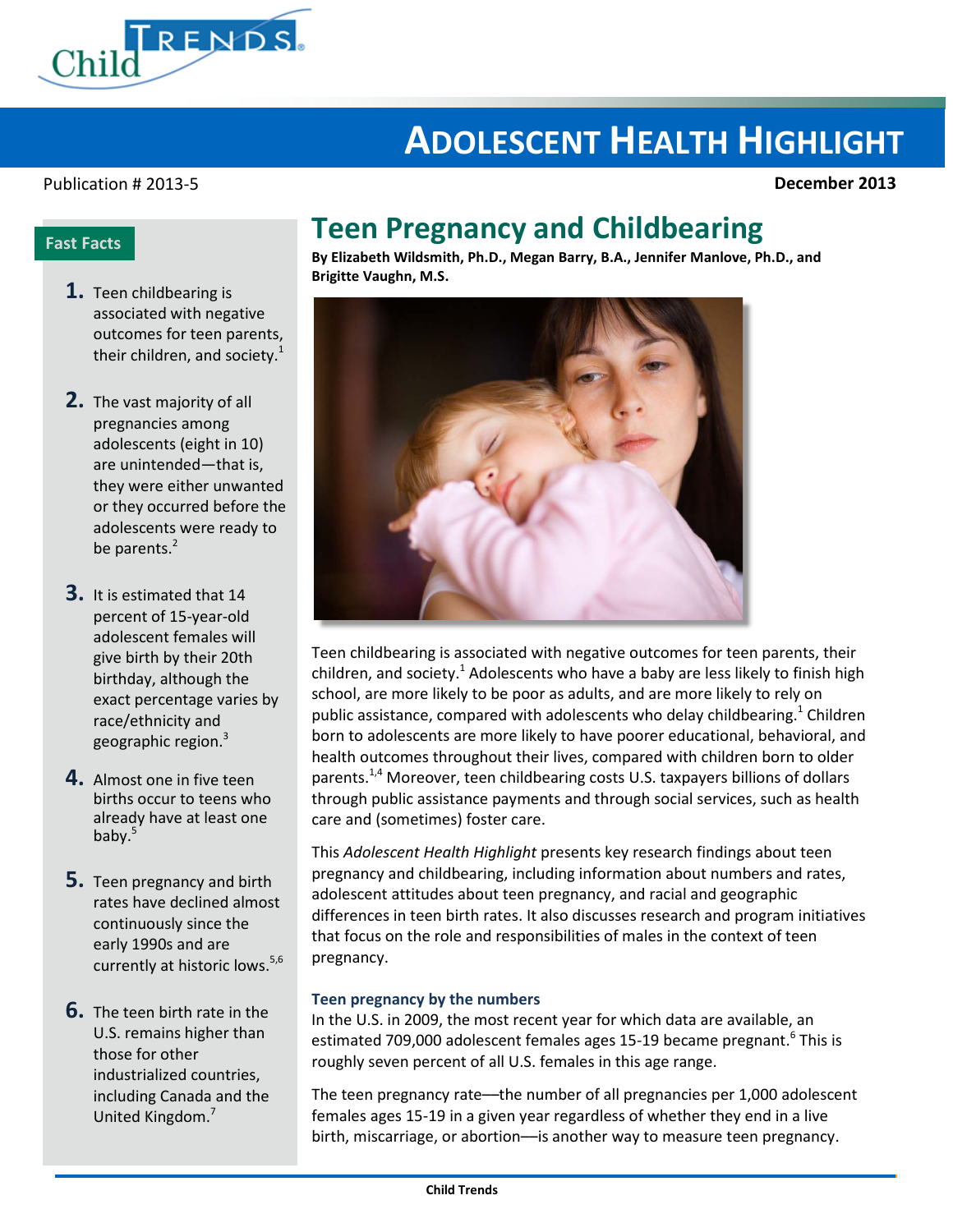# ADOLESCENT HEALTH HIGHLIGHT

Publication # 2013-5

**December 2013**

## Teen Pregnancy and Childbearing

**By Elizabeth Wildsmith, Ph.D., Megan Barry, B.A., Jennifer Manlove, Ph.D., and Brigitte Vaughn, M.S.**

### Fast Facts

1. Teen childbearing is associated with negative outcomes for teen parents, their children, and society.[1]
2. The vast majority of all pregnancies among adolescents (eight in 10) are unintended—that is, they were either unwanted or they occurred before the adolescents were ready to be parents.[2]
3. It is estimated that 14 percent of 15-year-old adolescent females will give birth by their 20th birthday, although the exact percentage varies by race/ethnicity and geographic region.[3]
4. Almost one in five teen births occur to teens who already have at least one baby.[5]
5. Teen pregnancy and birth rates have declined almost continuously since the early 1990s and are currently at historic lows.[5,6]
6. The teen birth rate in the U.S. remains higher than those for other industrialized countries, including Canada and the United Kingdom.[7]

Teen childbearing is associated with negative outcomes for teen parents, their children, and society.[1] Adolescents who have a baby are less likely to finish high school, are more likely to be poor as adults, and are more likely to rely on public assistance, compared with adolescents who delay childbearing.[1] Children born to adolescents are more likely to have poorer educational, behavioral, and health outcomes throughout their lives, compared with children born to older parents.[1,4] Moreover, teen childbearing costs U.S. taxpayers billions of dollars through public assistance payments and through social services, such as health care and (sometimes) foster care.

This *Adolescent Health Highlight* presents key research findings about teen pregnancy and childbearing, including information about numbers and rates, adolescent attitudes about teen pregnancy, and racial and geographic differences in teen birth rates. It also discusses research and program initiatives that focus on the role and responsibilities of males in the context of teen pregnancy.

### Teen pregnancy by the numbers

In the U.S. in 2009, the most recent year for which data are available, an estimated 709,000 adolescent females ages 15-19 became pregnant.[6] This is roughly seven percent of all U.S. females in this age range.

The teen pregnancy rate—the number of all pregnancies per 1,000 adolescent females ages 15-19 in a given year regardless of whether they end in a live birth, miscarriage, or abortion—is another way to measure teen pregnancy.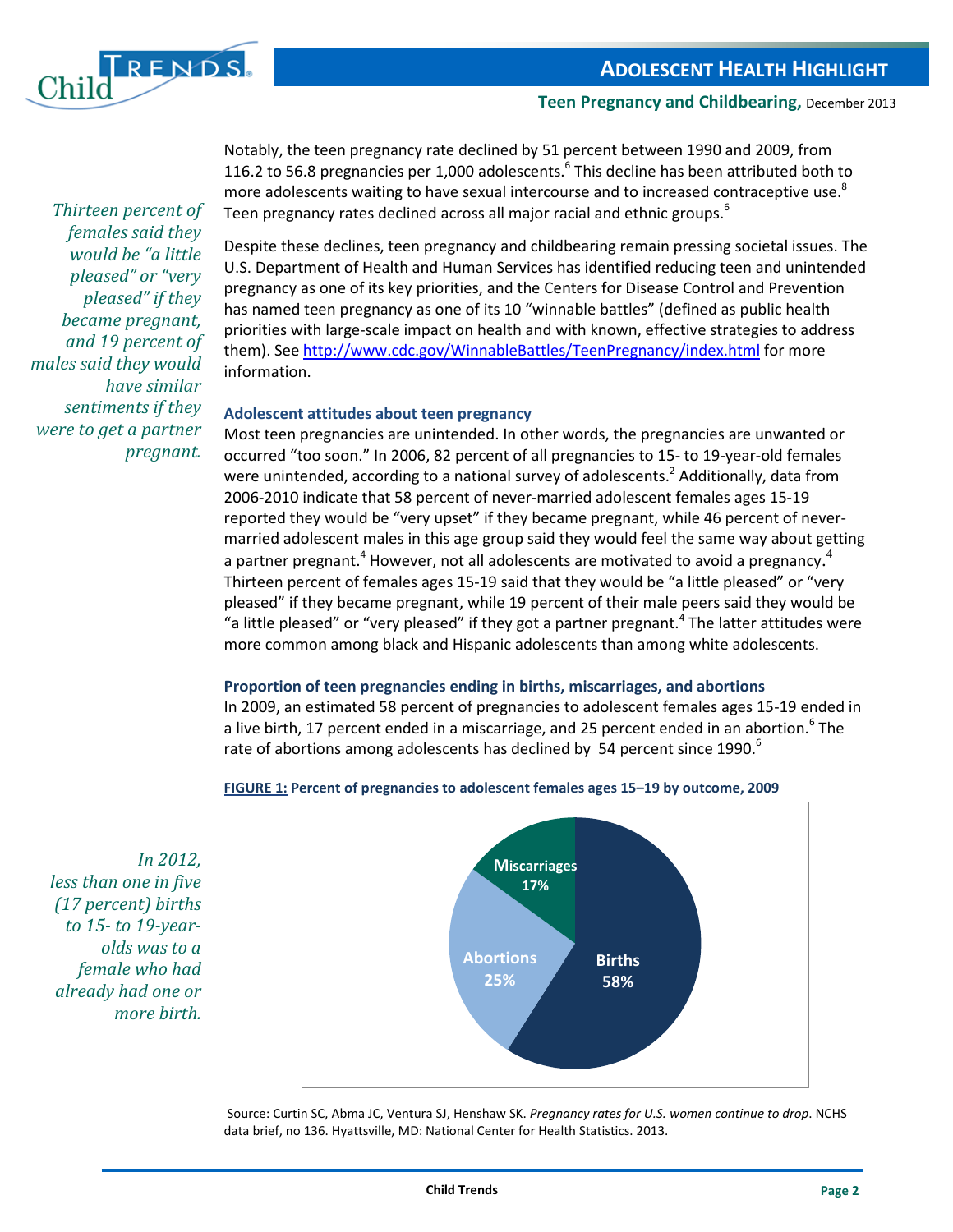Notably, the teen pregnancy rate declined by 51 percent between 1990 and 2009, from 116.2 to 56.8 pregnancies per 1,000 adolescents.[6] This decline has been attributed both to more adolescents waiting to have sexual intercourse and to increased contraceptive use.[8] Teen pregnancy rates declined across all major racial and ethnic groups.[6]

*Thirteen percent of females said they would be "a little pleased" or "very pleased" if they became pregnant, and 19 percent of males said they would have similar sentiments if they were to get a partner pregnant.*

Despite these declines, teen pregnancy and childbearing remain pressing societal issues. The U.S. Department of Health and Human Services has identified reducing teen and unintended pregnancy as one of its key priorities, and the Centers for Disease Control and Prevention has named teen pregnancy as one of its 10 "winnable battles" (defined as public health priorities with large-scale impact on health and with known, effective strategies to address them). See http://www.cdc.gov/WinnableBattles/TeenPregnancy/index.html for more information.

### Adolescent attitudes about teen pregnancy

Most teen pregnancies are unintended. In other words, the pregnancies are unwanted or occurred "too soon." In 2006, 82 percent of all pregnancies to 15- to 19-year-old females were unintended, according to a national survey of adolescents.[2] Additionally, data from 2006-2010 indicate that 58 percent of never-married adolescent females ages 15-19 reported they would be "very upset" if they became pregnant, while 46 percent of never-married adolescent males in this age group said they would feel the same way about getting a partner pregnant.[4] However, not all adolescents are motivated to avoid a pregnancy.[4] Thirteen percent of females ages 15-19 said that they would be "a little pleased" or "very pleased" if they became pregnant, while 19 percent of their male peers said they would be "a little pleased" or "very pleased" if they got a partner pregnant.[4] The latter attitudes were more common among black and Hispanic adolescents than among white adolescents.

### Proportion of teen pregnancies ending in births, miscarriages, and abortions

In 2009, an estimated 58 percent of pregnancies to adolescent females ages 15-19 ended in a live birth, 17 percent ended in a miscarriage, and 25 percent ended in an abortion.[6] The rate of abortions among adolescents has declined by 54 percent since 1990.[6]

*In 2012, less than one in five (17 percent) births to 15- to 19-year-olds was to a female who had already had one or more birth.*

**FIGURE 1: Percent of pregnancies to adolescent females ages 15–19 by outcome, 2009**

| Outcome | Percent |
|---|---|
| Births | 58% |
| Abortions | 25% |
| Miscarriages | 17% |

Source: Curtin SC, Abma JC, Ventura SJ, Henshaw SK. *Pregnancy rates for U.S. women continue to drop*. NCHS data brief, no 136. Hyattsville, MD: National Center for Health Statistics. 2013.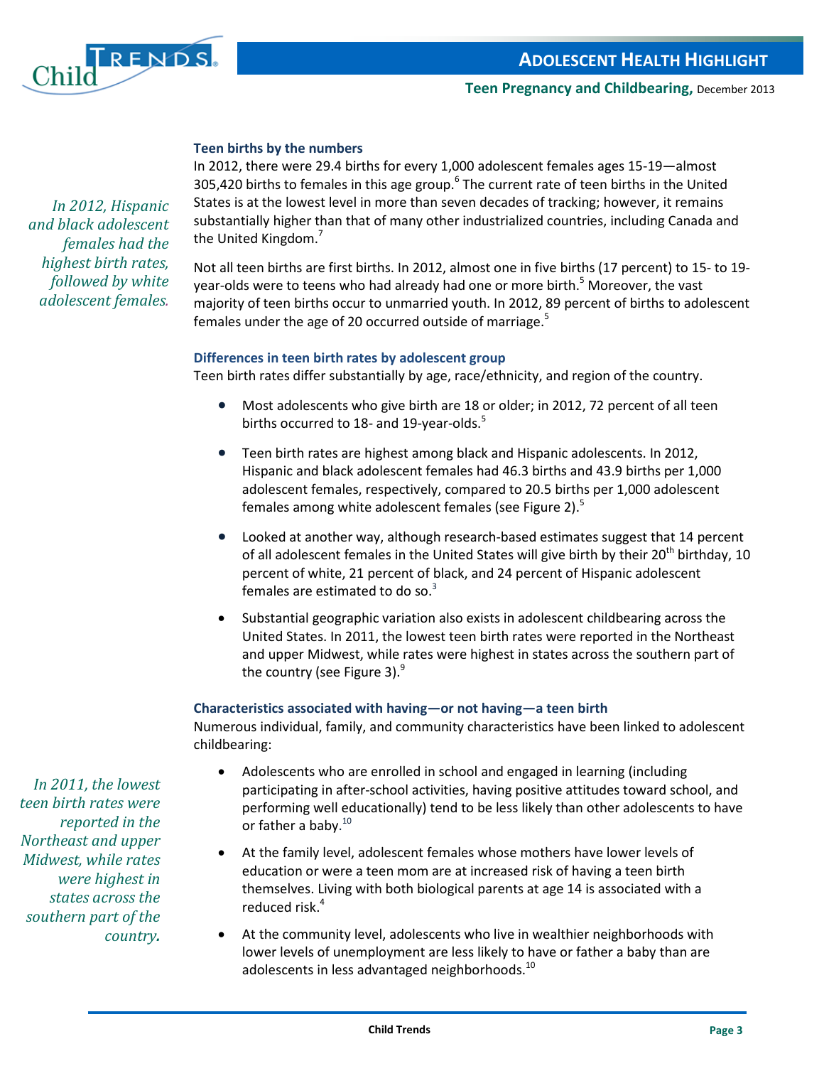*In 2012, Hispanic and black adolescent females had the highest birth rates, followed by white adolescent females.*

### Teen births by the numbers

In 2012, there were 29.4 births for every 1,000 adolescent females ages 15-19—almost 305,420 births to females in this age group.[6] The current rate of teen births in the United States is at the lowest level in more than seven decades of tracking; however, it remains substantially higher than that of many other industrialized countries, including Canada and the United Kingdom.[7]

Not all teen births are first births. In 2012, almost one in five births (17 percent) to 15- to 19-year-olds were to teens who had already had one or more birth.[5] Moreover, the vast majority of teen births occur to unmarried youth. In 2012, 89 percent of births to adolescent females under the age of 20 occurred outside of marriage.[5]

### Differences in teen birth rates by adolescent group

Teen birth rates differ substantially by age, race/ethnicity, and region of the country.

- Most adolescents who give birth are 18 or older; in 2012, 72 percent of all teen births occurred to 18- and 19-year-olds.[5]
- Teen birth rates are highest among black and Hispanic adolescents. In 2012, Hispanic and black adolescent females had 46.3 births and 43.9 births per 1,000 adolescent females, respectively, compared to 20.5 births per 1,000 adolescent females among white adolescent females (see Figure 2).[5]
- Looked at another way, although research-based estimates suggest that 14 percent of all adolescent females in the United States will give birth by their 20th birthday, 10 percent of white, 21 percent of black, and 24 percent of Hispanic adolescent females are estimated to do so.[3]
- Substantial geographic variation also exists in adolescent childbearing across the United States. In 2011, the lowest teen birth rates were reported in the Northeast and upper Midwest, while rates were highest in states across the southern part of the country (see Figure 3).[9]

*In 2011, the lowest teen birth rates were reported in the Northeast and upper Midwest, while rates were highest in states across the southern part of the country.*

### Characteristics associated with having—or not having—a teen birth

Numerous individual, family, and community characteristics have been linked to adolescent childbearing:

- Adolescents who are enrolled in school and engaged in learning (including participating in after-school activities, having positive attitudes toward school, and performing well educationally) tend to be less likely than other adolescents to have or father a baby.[10]
- At the family level, adolescent females whose mothers have lower levels of education or were a teen mom are at increased risk of having a teen birth themselves. Living with both biological parents at age 14 is associated with a reduced risk.[4]
- At the community level, adolescents who live in wealthier neighborhoods with lower levels of unemployment are less likely to have or father a baby than are adolescents in less advantaged neighborhoods.[10]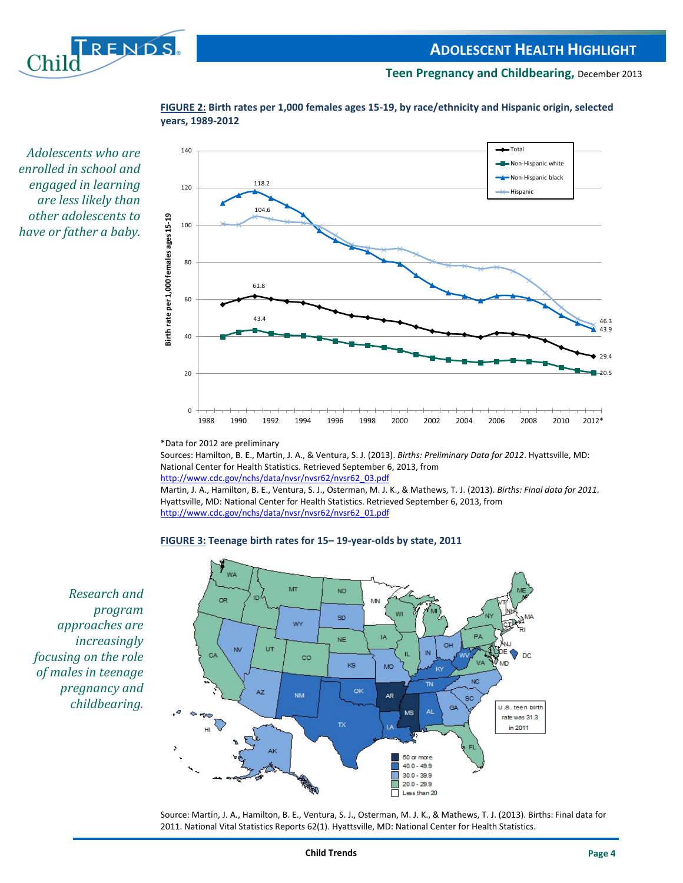*Adolescents who are enrolled in school and engaged in learning are less likely than other adolescents to have or father a baby.*

**FIGURE 2: Birth rates per 1,000 females ages 15-19, by race/ethnicity and Hispanic origin, selected years, 1989-2012**

*Data for 2012 are preliminary

Sources: Hamilton, B. E., Martin, J. A., & Ventura, S. J. (2013). *Births: Preliminary Data for 2012*. Hyattsville, MD: National Center for Health Statistics. Retrieved September 6, 2013, from http://www.cdc.gov/nchs/data/nvsr/nvsr62/nvsr62_03.pdf

Martin, J. A., Hamilton, B. E., Ventura, S. J., Osterman, M. J. K., & Mathews, T. J. (2013). *Births: Final data for 2011*. Hyattsville, MD: National Center for Health Statistics. Retrieved September 6, 2013, from http://www.cdc.gov/nchs/data/nvsr/nvsr62/nvsr62_01.pdf

*Research and program approaches are increasingly focusing on the role of males in teenage pregnancy and childbearing.*

**FIGURE 3: Teenage birth rates for 15– 19-year-olds by state, 2011**

Source: Martin, J. A., Hamilton, B. E., Ventura, S. J., Osterman, M. J. K., & Mathews, T. J. (2013). Births: Final data for 2011. National Vital Statistics Reports 62(1). Hyattsville, MD: National Center for Health Statistics.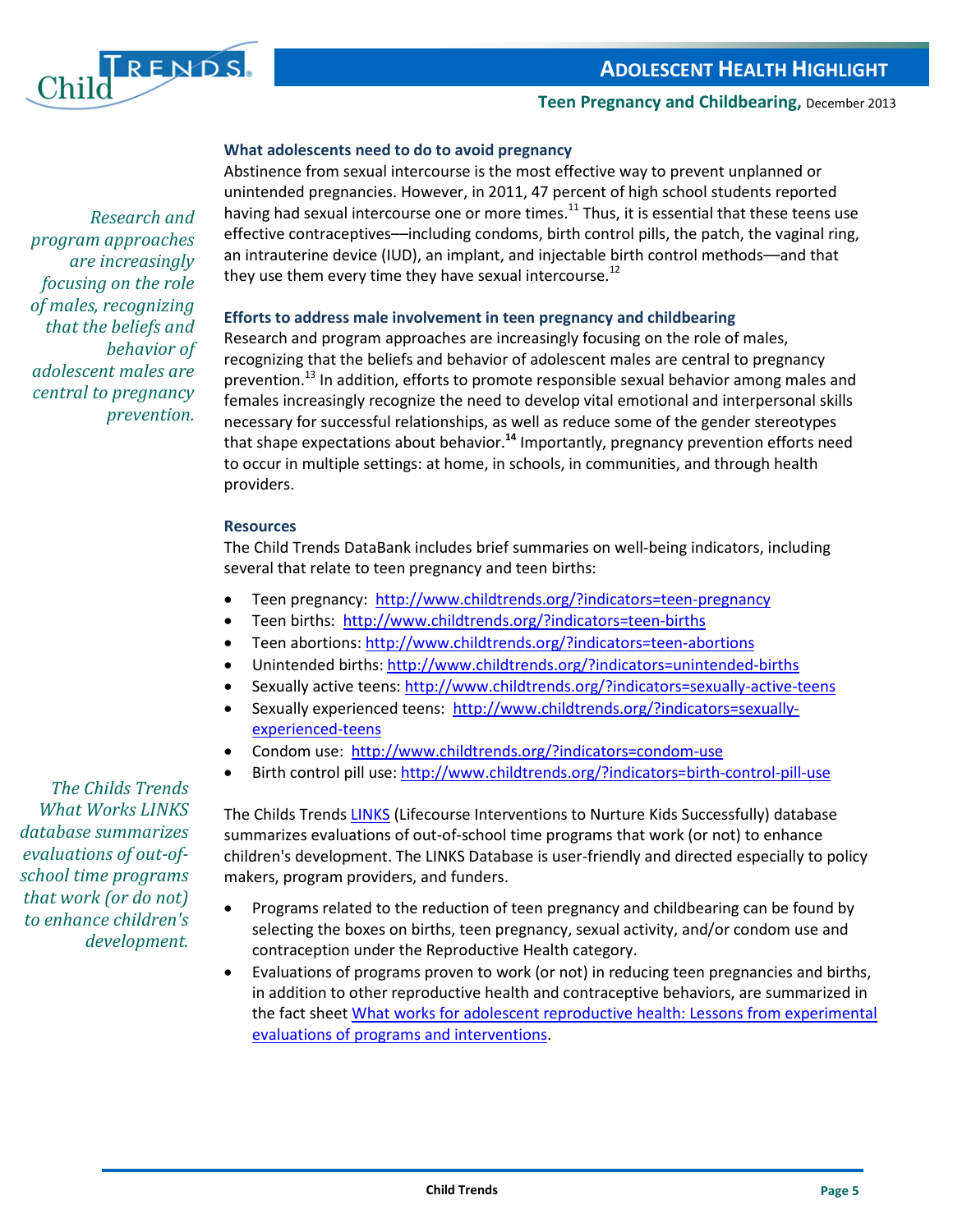### What adolescents need to do to avoid pregnancy

Abstinence from sexual intercourse is the most effective way to prevent unplanned or unintended pregnancies. However, in 2011, 47 percent of high school students reported having had sexual intercourse one or more times.[11] Thus, it is essential that these teens use effective contraceptives—including condoms, birth control pills, the patch, the vaginal ring, an intrauterine device (IUD), an implant, and injectable birth control methods—and that they use them every time they have sexual intercourse.[12]

*Research and program approaches are increasingly focusing on the role of males, recognizing that the beliefs and behavior of adolescent males are central to pregnancy prevention.*

### Efforts to address male involvement in teen pregnancy and childbearing

Research and program approaches are increasingly focusing on the role of males, recognizing that the beliefs and behavior of adolescent males are central to pregnancy prevention.[13] In addition, efforts to promote responsible sexual behavior among males and females increasingly recognize the need to develop vital emotional and interpersonal skills necessary for successful relationships, as well as reduce some of the gender stereotypes that shape expectations about behavior.[14] Importantly, pregnancy prevention efforts need to occur in multiple settings: at home, in schools, in communities, and through health providers.

### Resources

The Child Trends DataBank includes brief summaries on well-being indicators, including several that relate to teen pregnancy and teen births:

- Teen pregnancy: http://www.childtrends.org/?indicators=teen-pregnancy
- Teen births: http://www.childtrends.org/?indicators=teen-births
- Teen abortions: http://www.childtrends.org/?indicators=teen-abortions
- Unintended births: http://www.childtrends.org/?indicators=unintended-births
- Sexually active teens: http://www.childtrends.org/?indicators=sexually-active-teens
- Sexually experienced teens: http://www.childtrends.org/?indicators=sexually-experienced-teens
- Condom use: http://www.childtrends.org/?indicators=condom-use
- Birth control pill use: http://www.childtrends.org/?indicators=birth-control-pill-use

*The Childs Trends What Works LINKS database summarizes evaluations of out-of-school time programs that work (or do not) to enhance children's development.*

The Childs Trends LINKS (Lifecourse Interventions to Nurture Kids Successfully) database summarizes evaluations of out-of-school time programs that work (or not) to enhance children's development. The LINKS Database is user-friendly and directed especially to policy makers, program providers, and funders.

- Programs related to the reduction of teen pregnancy and childbearing can be found by selecting the boxes on births, teen pregnancy, sexual activity, and/or condom use and contraception under the Reproductive Health category.
- Evaluations of programs proven to work (or not) in reducing teen pregnancies and births, in addition to other reproductive health and contraceptive behaviors, are summarized in the fact sheet What works for adolescent reproductive health: Lessons from experimental evaluations of programs and interventions.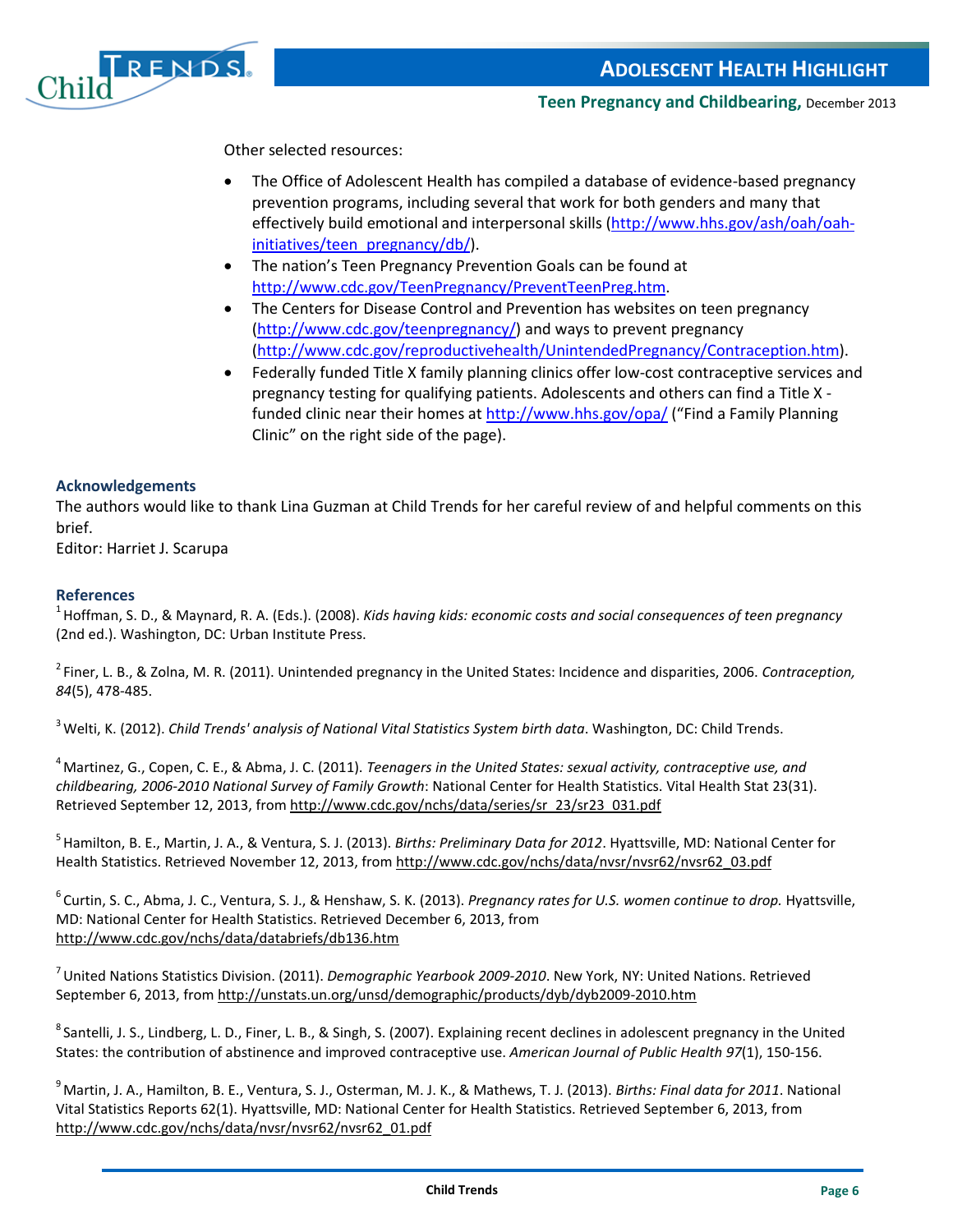Other selected resources:

- The Office of Adolescent Health has compiled a database of evidence-based pregnancy prevention programs, including several that work for both genders and many that effectively build emotional and interpersonal skills (http://www.hhs.gov/ash/oah/oah-initiatives/teen_pregnancy/db/).
- The nation's Teen Pregnancy Prevention Goals can be found at http://www.cdc.gov/TeenPregnancy/PreventTeenPreg.htm.
- The Centers for Disease Control and Prevention has websites on teen pregnancy (http://www.cdc.gov/teenpregnancy/) and ways to prevent pregnancy (http://www.cdc.gov/reproductivehealth/UnintendedPregnancy/Contraception.htm).
- Federally funded Title X family planning clinics offer low-cost contraceptive services and pregnancy testing for qualifying patients. Adolescents and others can find a Title X - funded clinic near their homes at http://www.hhs.gov/opa/ ("Find a Family Planning Clinic" on the right side of the page).

### Acknowledgements

The authors would like to thank Lina Guzman at Child Trends for her careful review of and helpful comments on this brief.

Editor: Harriet J. Scarupa

### References

[1] Hoffman, S. D., & Maynard, R. A. (Eds.). (2008). *Kids having kids: economic costs and social consequences of teen pregnancy* (2nd ed.). Washington, DC: Urban Institute Press.

[2] Finer, L. B., & Zolna, M. R. (2011). Unintended pregnancy in the United States: Incidence and disparities, 2006. *Contraception, 84*(5), 478-485.

[3] Welti, K. (2012). *Child Trends' analysis of National Vital Statistics System birth data*. Washington, DC: Child Trends.

[4] Martinez, G., Copen, C. E., & Abma, J. C. (2011). *Teenagers in the United States: sexual activity, contraceptive use, and childbearing, 2006-2010 National Survey of Family Growth*: National Center for Health Statistics. Vital Health Stat 23(31). Retrieved September 12, 2013, from http://www.cdc.gov/nchs/data/series/sr_23/sr23_031.pdf

[5] Hamilton, B. E., Martin, J. A., & Ventura, S. J. (2013). *Births: Preliminary Data for 2012*. Hyattsville, MD: National Center for Health Statistics. Retrieved November 12, 2013, from http://www.cdc.gov/nchs/data/nvsr/nvsr62/nvsr62_03.pdf

[6] Curtin, S. C., Abma, J. C., Ventura, S. J., & Henshaw, S. K. (2013). *Pregnancy rates for U.S. women continue to drop.* Hyattsville, MD: National Center for Health Statistics. Retrieved December 6, 2013, from http://www.cdc.gov/nchs/data/databriefs/db136.htm

[7] United Nations Statistics Division. (2011). *Demographic Yearbook 2009-2010*. New York, NY: United Nations. Retrieved September 6, 2013, from http://unstats.un.org/unsd/demographic/products/dyb/dyb2009-2010.htm

[8] Santelli, J. S., Lindberg, L. D., Finer, L. B., & Singh, S. (2007). Explaining recent declines in adolescent pregnancy in the United States: the contribution of abstinence and improved contraceptive use. *American Journal of Public Health 97*(1), 150-156.

[9] Martin, J. A., Hamilton, B. E., Ventura, S. J., Osterman, M. J. K., & Mathews, T. J. (2013). *Births: Final data for 2011*. National Vital Statistics Reports 62(1). Hyattsville, MD: National Center for Health Statistics. Retrieved September 6, 2013, from http://www.cdc.gov/nchs/data/nvsr/nvsr62/nvsr62_01.pdf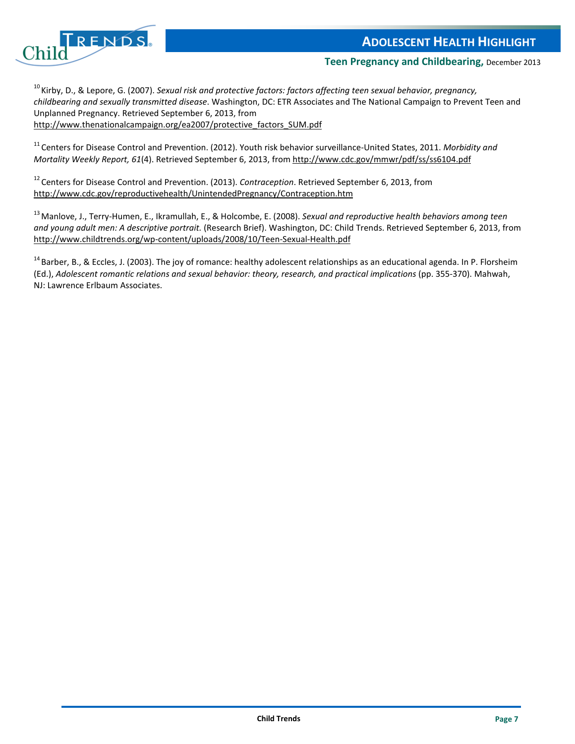[10] Kirby, D., & Lepore, G. (2007). *Sexual risk and protective factors: factors affecting teen sexual behavior, pregnancy, childbearing and sexually transmitted disease*. Washington, DC: ETR Associates and The National Campaign to Prevent Teen and Unplanned Pregnancy. Retrieved September 6, 2013, from http://www.thenationalcampaign.org/ea2007/protective_factors_SUM.pdf

[11] Centers for Disease Control and Prevention. (2012). Youth risk behavior surveillance-United States, 2011. *Morbidity and Mortality Weekly Report, 61*(4). Retrieved September 6, 2013, from http://www.cdc.gov/mmwr/pdf/ss/ss6104.pdf

[12] Centers for Disease Control and Prevention. (2013). *Contraception*. Retrieved September 6, 2013, from http://www.cdc.gov/reproductivehealth/UnintendedPregnancy/Contraception.htm

[13] Manlove, J., Terry-Humen, E., Ikramullah, E., & Holcombe, E. (2008). *Sexual and reproductive health behaviors among teen and young adult men: A descriptive portrait.* (Research Brief). Washington, DC: Child Trends. Retrieved September 6, 2013, from http://www.childtrends.org/wp-content/uploads/2008/10/Teen-Sexual-Health.pdf

[14] Barber, B., & Eccles, J. (2003). The joy of romance: healthy adolescent relationships as an educational agenda. In P. Florsheim (Ed.), *Adolescent romantic relations and sexual behavior: theory, research, and practical implications* (pp. 355-370). Mahwah, NJ: Lawrence Erlbaum Associates.